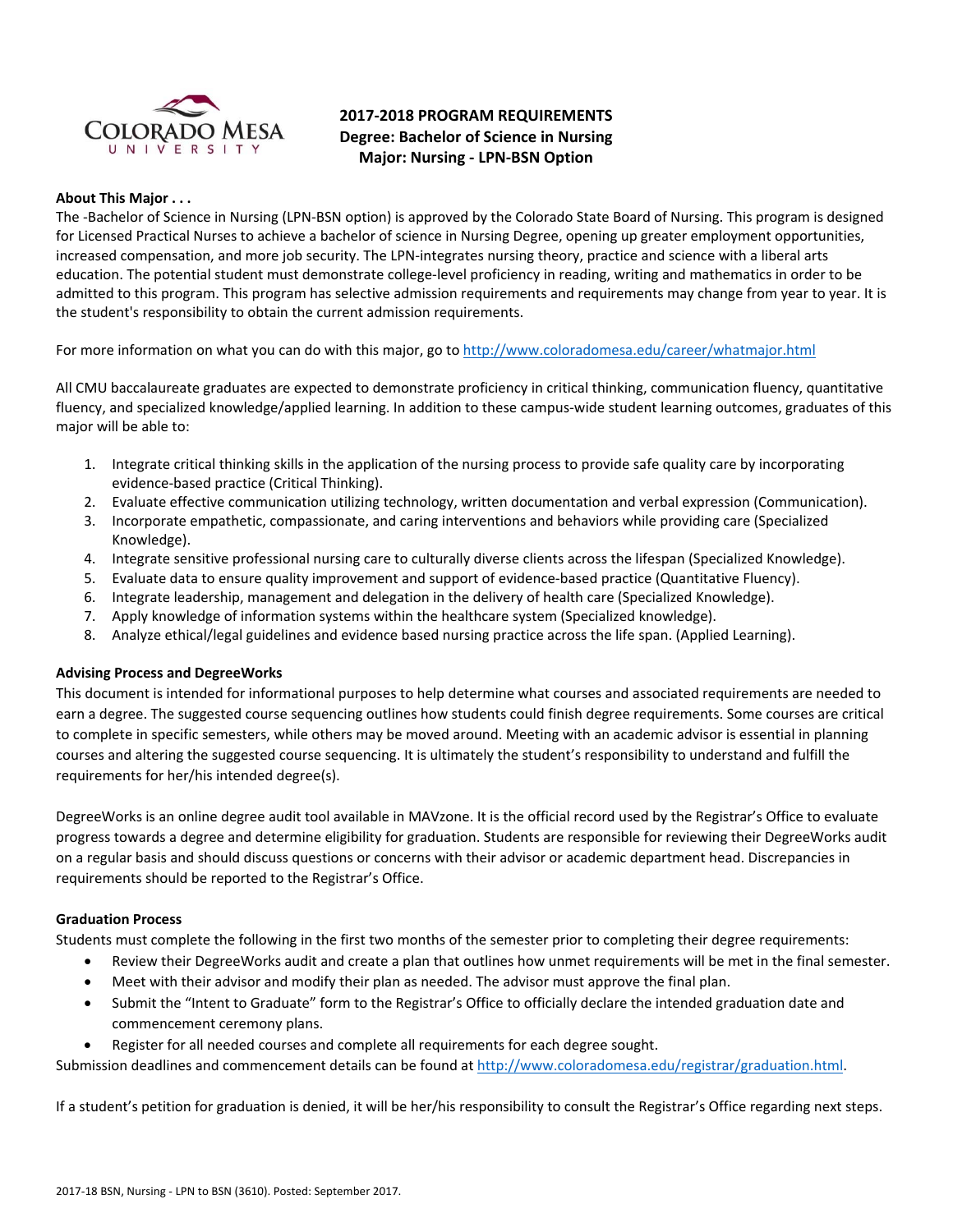# 2017-2018 PROGRAM REQUIREMENTS
## Degree: Bachelor of Science in Nursing
## Major: Nursing - LPN-BSN Option

**About This Major . . .**

The -Bachelor of Science in Nursing (LPN-BSN option) is approved by the Colorado State Board of Nursing. This program is designed for Licensed Practical Nurses to achieve a bachelor of science in Nursing Degree, opening up greater employment opportunities, increased compensation, and more job security. The LPN-integrates nursing theory, practice and science with a liberal arts education. The potential student must demonstrate college-level proficiency in reading, writing and mathematics in order to be admitted to this program. This program has selective admission requirements and requirements may change from year to year. It is the student's responsibility to obtain the current admission requirements.

For more information on what you can do with this major, go to http://www.coloradomesa.edu/career/whatmajor.html

All CMU baccalaureate graduates are expected to demonstrate proficiency in critical thinking, communication fluency, quantitative fluency, and specialized knowledge/applied learning. In addition to these campus-wide student learning outcomes, graduates of this major will be able to:

1. Integrate critical thinking skills in the application of the nursing process to provide safe quality care by incorporating evidence-based practice (Critical Thinking).
2. Evaluate effective communication utilizing technology, written documentation and verbal expression (Communication).
3. Incorporate empathetic, compassionate, and caring interventions and behaviors while providing care (Specialized Knowledge).
4. Integrate sensitive professional nursing care to culturally diverse clients across the lifespan (Specialized Knowledge).
5. Evaluate data to ensure quality improvement and support of evidence-based practice (Quantitative Fluency).
6. Integrate leadership, management and delegation in the delivery of health care (Specialized Knowledge).
7. Apply knowledge of information systems within the healthcare system (Specialized knowledge).
8. Analyze ethical/legal guidelines and evidence based nursing practice across the life span. (Applied Learning).

**Advising Process and DegreeWorks**

This document is intended for informational purposes to help determine what courses and associated requirements are needed to earn a degree. The suggested course sequencing outlines how students could finish degree requirements. Some courses are critical to complete in specific semesters, while others may be moved around. Meeting with an academic advisor is essential in planning courses and altering the suggested course sequencing. It is ultimately the student's responsibility to understand and fulfill the requirements for her/his intended degree(s).

DegreeWorks is an online degree audit tool available in MAVzone. It is the official record used by the Registrar's Office to evaluate progress towards a degree and determine eligibility for graduation. Students are responsible for reviewing their DegreeWorks audit on a regular basis and should discuss questions or concerns with their advisor or academic department head. Discrepancies in requirements should be reported to the Registrar's Office.

**Graduation Process**

Students must complete the following in the first two months of the semester prior to completing their degree requirements:

- Review their DegreeWorks audit and create a plan that outlines how unmet requirements will be met in the final semester.
- Meet with their advisor and modify their plan as needed. The advisor must approve the final plan.
- Submit the "Intent to Graduate" form to the Registrar's Office to officially declare the intended graduation date and commencement ceremony plans.
- Register for all needed courses and complete all requirements for each degree sought.

Submission deadlines and commencement details can be found at http://www.coloradomesa.edu/registrar/graduation.html.

If a student's petition for graduation is denied, it will be her/his responsibility to consult the Registrar's Office regarding next steps.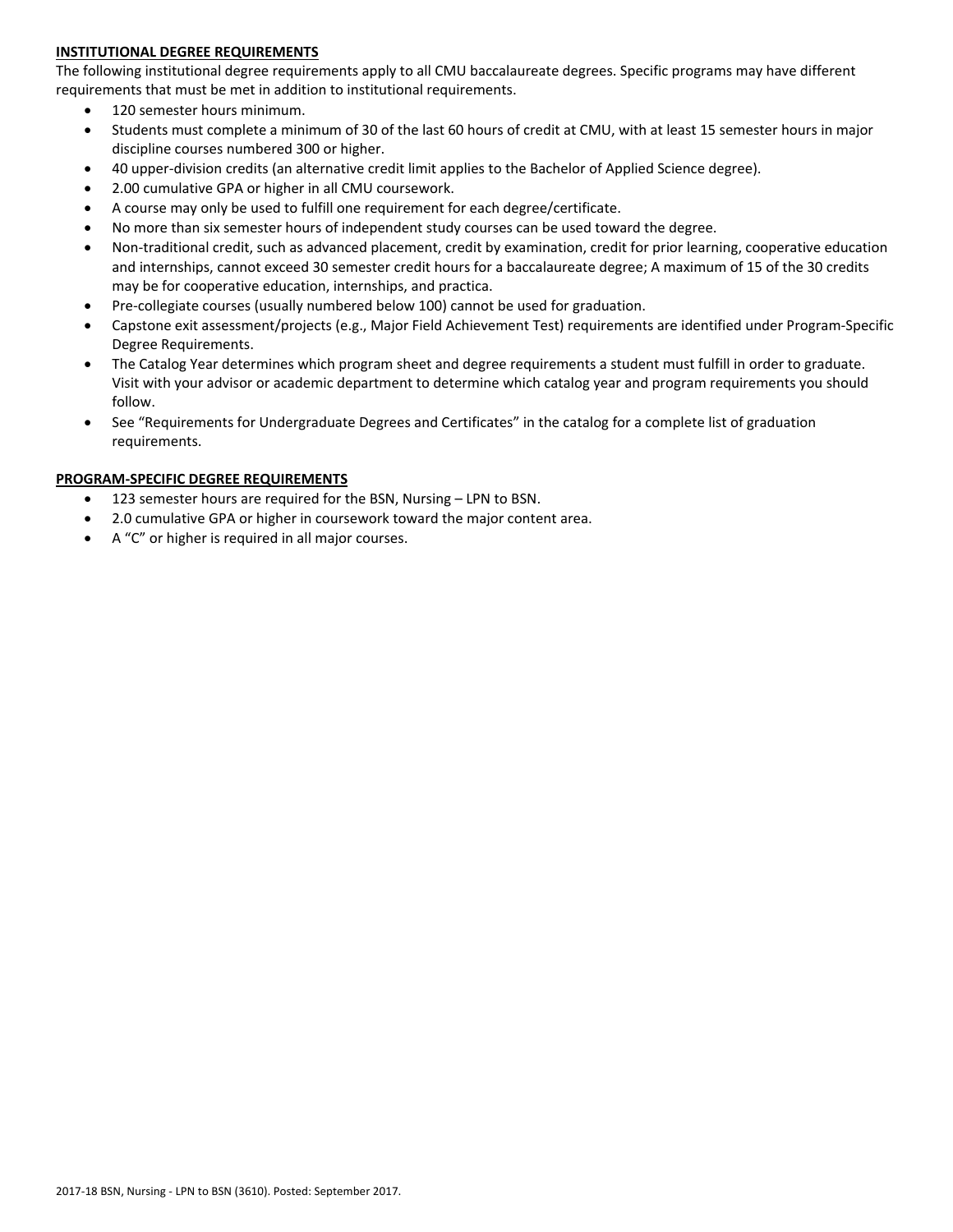**INSTITUTIONAL DEGREE REQUIREMENTS**

The following institutional degree requirements apply to all CMU baccalaureate degrees. Specific programs may have different requirements that must be met in addition to institutional requirements.

- 120 semester hours minimum.
- Students must complete a minimum of 30 of the last 60 hours of credit at CMU, with at least 15 semester hours in major discipline courses numbered 300 or higher.
- 40 upper-division credits (an alternative credit limit applies to the Bachelor of Applied Science degree).
- 2.00 cumulative GPA or higher in all CMU coursework.
- A course may only be used to fulfill one requirement for each degree/certificate.
- No more than six semester hours of independent study courses can be used toward the degree.
- Non-traditional credit, such as advanced placement, credit by examination, credit for prior learning, cooperative education and internships, cannot exceed 30 semester credit hours for a baccalaureate degree; A maximum of 15 of the 30 credits may be for cooperative education, internships, and practica.
- Pre-collegiate courses (usually numbered below 100) cannot be used for graduation.
- Capstone exit assessment/projects (e.g., Major Field Achievement Test) requirements are identified under Program-Specific Degree Requirements.
- The Catalog Year determines which program sheet and degree requirements a student must fulfill in order to graduate. Visit with your advisor or academic department to determine which catalog year and program requirements you should follow.
- See "Requirements for Undergraduate Degrees and Certificates" in the catalog for a complete list of graduation requirements.

**PROGRAM-SPECIFIC DEGREE REQUIREMENTS**

- 123 semester hours are required for the BSN, Nursing – LPN to BSN.
- 2.0 cumulative GPA or higher in coursework toward the major content area.
- A "C" or higher is required in all major courses.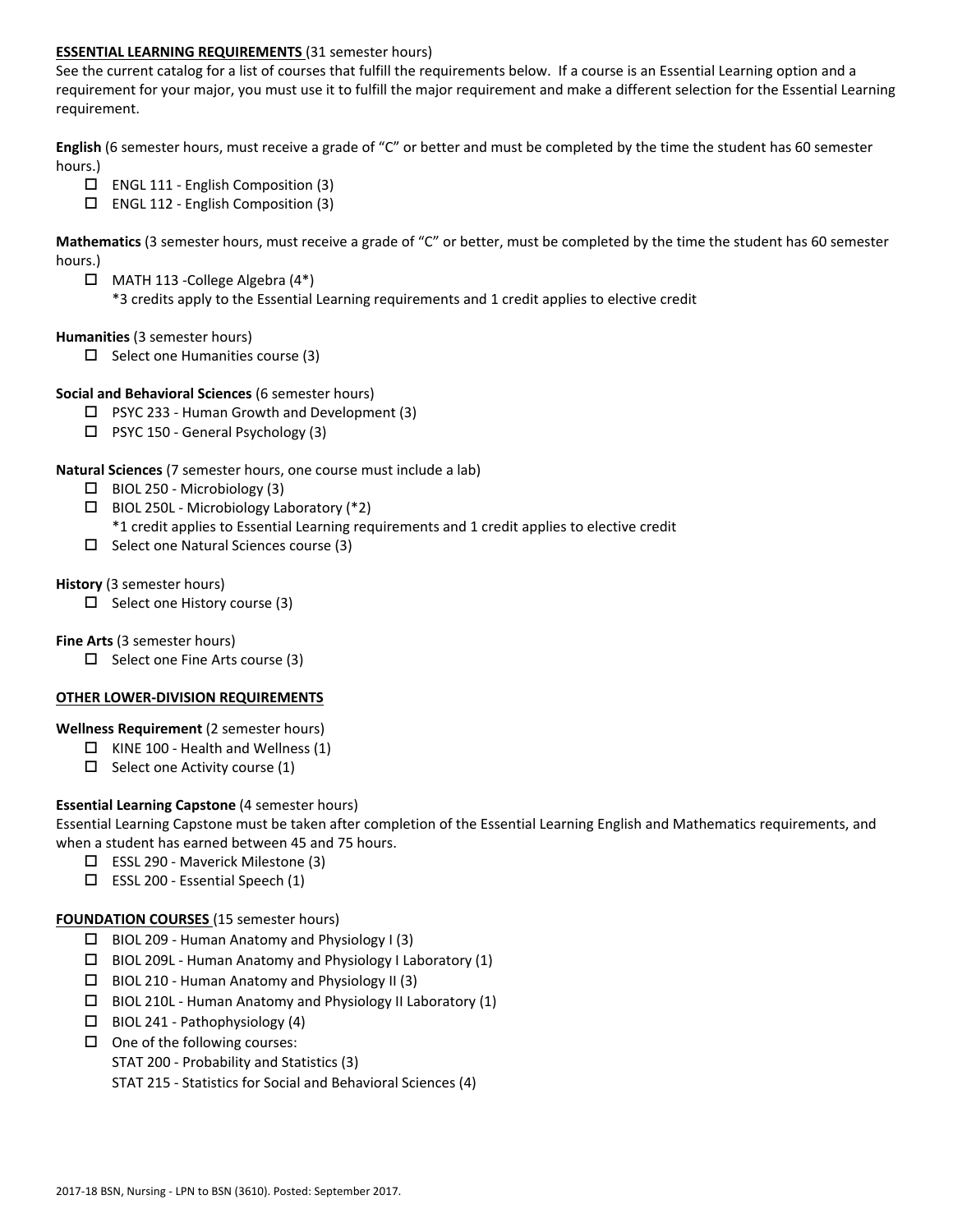**ESSENTIAL LEARNING REQUIREMENTS** (31 semester hours)

See the current catalog for a list of courses that fulfill the requirements below. If a course is an Essential Learning option and a requirement for your major, you must use it to fulfill the major requirement and make a different selection for the Essential Learning requirement.

**English** (6 semester hours, must receive a grade of "C" or better and must be completed by the time the student has 60 semester hours.)

- ☐ ENGL 111 - English Composition (3)
- ☐ ENGL 112 - English Composition (3)

**Mathematics** (3 semester hours, must receive a grade of "C" or better, must be completed by the time the student has 60 semester hours.)

- ☐ MATH 113 -College Algebra (4*)
  *3 credits apply to the Essential Learning requirements and 1 credit applies to elective credit

**Humanities** (3 semester hours)

- ☐ Select one Humanities course (3)

**Social and Behavioral Sciences** (6 semester hours)

- ☐ PSYC 233 - Human Growth and Development (3)
- ☐ PSYC 150 - General Psychology (3)

**Natural Sciences** (7 semester hours, one course must include a lab)

- ☐ BIOL 250 - Microbiology (3)
- ☐ BIOL 250L - Microbiology Laboratory (*2)
  *1 credit applies to Essential Learning requirements and 1 credit applies to elective credit
- ☐ Select one Natural Sciences course (3)

**History** (3 semester hours)

- ☐ Select one History course (3)

**Fine Arts** (3 semester hours)

- ☐ Select one Fine Arts course (3)

**OTHER LOWER-DIVISION REQUIREMENTS**

**Wellness Requirement** (2 semester hours)

- ☐ KINE 100 - Health and Wellness (1)
- ☐ Select one Activity course (1)

**Essential Learning Capstone** (4 semester hours)

Essential Learning Capstone must be taken after completion of the Essential Learning English and Mathematics requirements, and when a student has earned between 45 and 75 hours.

- ☐ ESSL 290 - Maverick Milestone (3)
- ☐ ESSL 200 - Essential Speech (1)

**FOUNDATION COURSES** (15 semester hours)

- ☐ BIOL 209 - Human Anatomy and Physiology I (3)
- ☐ BIOL 209L - Human Anatomy and Physiology I Laboratory (1)
- ☐ BIOL 210 - Human Anatomy and Physiology II (3)
- ☐ BIOL 210L - Human Anatomy and Physiology II Laboratory (1)
- ☐ BIOL 241 - Pathophysiology (4)
- ☐ One of the following courses:
  STAT 200 - Probability and Statistics (3)
  STAT 215 - Statistics for Social and Behavioral Sciences (4)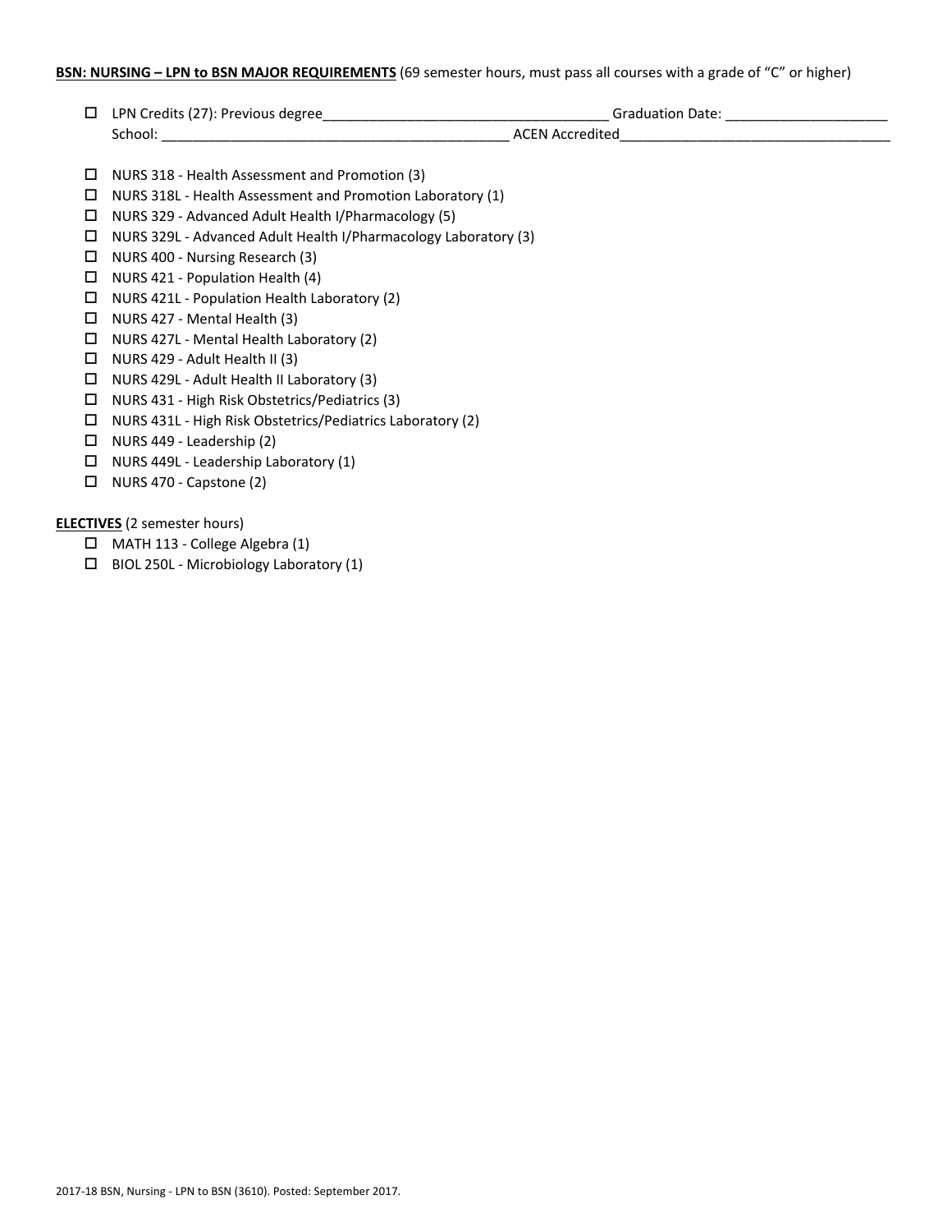**BSN: NURSING – LPN to BSN MAJOR REQUIREMENTS** (69 semester hours, must pass all courses with a grade of "C" or higher)

- ☐ LPN Credits (27): Previous degree_____________________________________ Graduation Date: ____________________
  School: ____________________________________________ ACEN Accredited__________________________________

- ☐ NURS 318 - Health Assessment and Promotion (3)
- ☐ NURS 318L - Health Assessment and Promotion Laboratory (1)
- ☐ NURS 329 - Advanced Adult Health I/Pharmacology (5)
- ☐ NURS 329L - Advanced Adult Health I/Pharmacology Laboratory (3)
- ☐ NURS 400 - Nursing Research (3)
- ☐ NURS 421 - Population Health (4)
- ☐ NURS 421L - Population Health Laboratory (2)
- ☐ NURS 427 - Mental Health (3)
- ☐ NURS 427L - Mental Health Laboratory (2)
- ☐ NURS 429 - Adult Health II (3)
- ☐ NURS 429L - Adult Health II Laboratory (3)
- ☐ NURS 431 - High Risk Obstetrics/Pediatrics (3)
- ☐ NURS 431L - High Risk Obstetrics/Pediatrics Laboratory (2)
- ☐ NURS 449 - Leadership (2)
- ☐ NURS 449L - Leadership Laboratory (1)
- ☐ NURS 470 - Capstone (2)

**ELECTIVES** (2 semester hours)

- ☐ MATH 113 - College Algebra (1)
- ☐ BIOL 250L - Microbiology Laboratory (1)

2017-18 BSN, Nursing - LPN to BSN (3610). Posted: September 2017.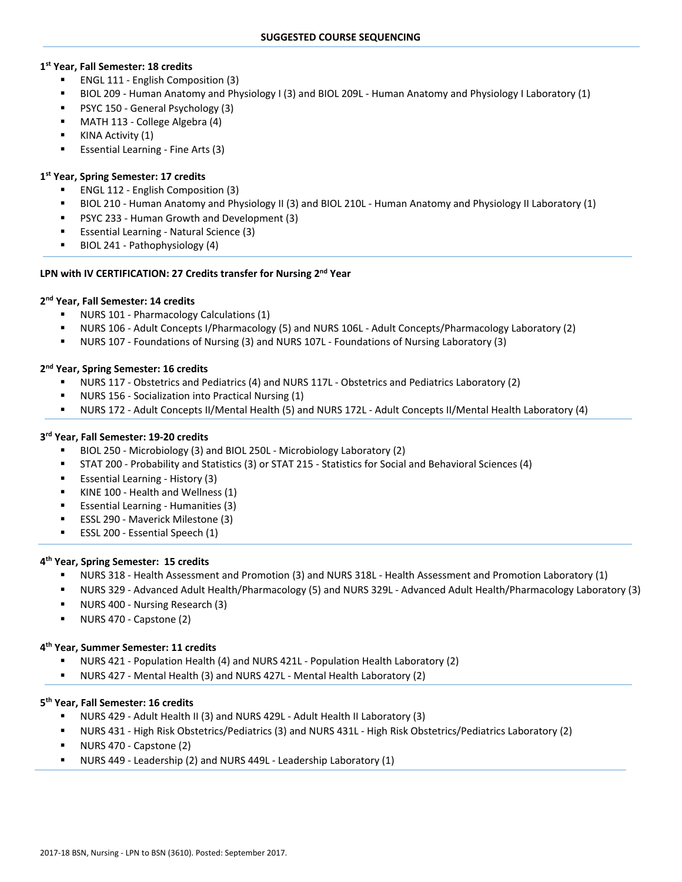## SUGGESTED COURSE SEQUENCING

### 1st Year, Fall Semester: 18 credits

- ENGL 111 - English Composition (3)
- BIOL 209 - Human Anatomy and Physiology I (3) and BIOL 209L - Human Anatomy and Physiology I Laboratory (1)
- PSYC 150 - General Psychology (3)
- MATH 113 - College Algebra (4)
- KINA Activity (1)
- Essential Learning - Fine Arts (3)

### 1st Year, Spring Semester: 17 credits

- ENGL 112 - English Composition (3)
- BIOL 210 - Human Anatomy and Physiology II (3) and BIOL 210L - Human Anatomy and Physiology II Laboratory (1)
- PSYC 233 - Human Growth and Development (3)
- Essential Learning - Natural Science (3)
- BIOL 241 - Pathophysiology (4)

### LPN with IV CERTIFICATION: 27 Credits transfer for Nursing 2nd Year

### 2nd Year, Fall Semester: 14 credits

- NURS 101 - Pharmacology Calculations (1)
- NURS 106 - Adult Concepts I/Pharmacology (5) and NURS 106L - Adult Concepts/Pharmacology Laboratory (2)
- NURS 107 - Foundations of Nursing (3) and NURS 107L - Foundations of Nursing Laboratory (3)

### 2nd Year, Spring Semester: 16 credits

- NURS 117 - Obstetrics and Pediatrics (4) and NURS 117L - Obstetrics and Pediatrics Laboratory (2)
- NURS 156 - Socialization into Practical Nursing (1)
- NURS 172 - Adult Concepts II/Mental Health (5) and NURS 172L - Adult Concepts II/Mental Health Laboratory (4)

### 3rd Year, Fall Semester: 19-20 credits

- BIOL 250 - Microbiology (3) and BIOL 250L - Microbiology Laboratory (2)
- STAT 200 - Probability and Statistics (3) or STAT 215 - Statistics for Social and Behavioral Sciences (4)
- Essential Learning - History (3)
- KINE 100 - Health and Wellness (1)
- Essential Learning - Humanities (3)
- ESSL 290 - Maverick Milestone (3)
- ESSL 200 - Essential Speech (1)

### 4th Year, Spring Semester: 15 credits

- NURS 318 - Health Assessment and Promotion (3) and NURS 318L - Health Assessment and Promotion Laboratory (1)
- NURS 329 - Advanced Adult Health/Pharmacology (5) and NURS 329L - Advanced Adult Health/Pharmacology Laboratory (3)
- NURS 400 - Nursing Research (3)
- NURS 470 - Capstone (2)

### 4th Year, Summer Semester: 11 credits

- NURS 421 - Population Health (4) and NURS 421L - Population Health Laboratory (2)
- NURS 427 - Mental Health (3) and NURS 427L - Mental Health Laboratory (2)

### 5th Year, Fall Semester: 16 credits

- NURS 429 - Adult Health II (3) and NURS 429L - Adult Health II Laboratory (3)
- NURS 431 - High Risk Obstetrics/Pediatrics (3) and NURS 431L - High Risk Obstetrics/Pediatrics Laboratory (2)
- NURS 470 - Capstone (2)
- NURS 449 - Leadership (2) and NURS 449L - Leadership Laboratory (1)

2017-18 BSN, Nursing - LPN to BSN (3610). Posted: September 2017.